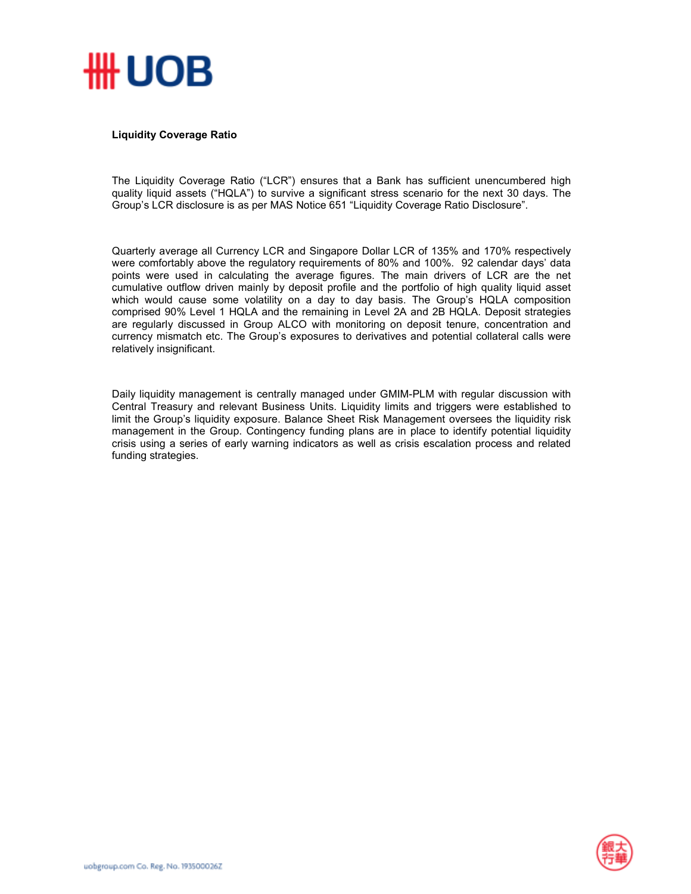## Liquidity Coverage Ratio

The Liquidity Coverage Ratio ("LCR") ensures that a Bank has sufficient unencumbered high quality liquid assets ("HQLA") to survive a significant stress scenario for the next 30 days. The Group's LCR disclosure is as per MAS Notice 651 "Liquidity Coverage Ratio Disclosure".

Quarterly average all Currency LCR and Singapore Dollar LCR of 135% and 170% respectively were comfortably above the regulatory requirements of 80% and 100%. 92 calendar days' data points were used in calculating the average figures. The main drivers of LCR are the net cumulative outflow driven mainly by deposit profile and the portfolio of high quality liquid asset which would cause some volatility on a day to day basis. The Group's HQLA composition comprised 90% Level 1 HQLA and the remaining in Level 2A and 2B HQLA. Deposit strategies are regularly discussed in Group ALCO with monitoring on deposit tenure, concentration and currency mismatch etc. The Group's exposures to derivatives and potential collateral calls were relatively insignificant.

Daily liquidity management is centrally managed under GMIM-PLM with regular discussion with Central Treasury and relevant Business Units. Liquidity limits and triggers were established to limit the Group's liquidity exposure. Balance Sheet Risk Management oversees the liquidity risk management in the Group. Contingency funding plans are in place to identify potential liquidity crisis using a series of early warning indicators as well as crisis escalation process and related funding strategies.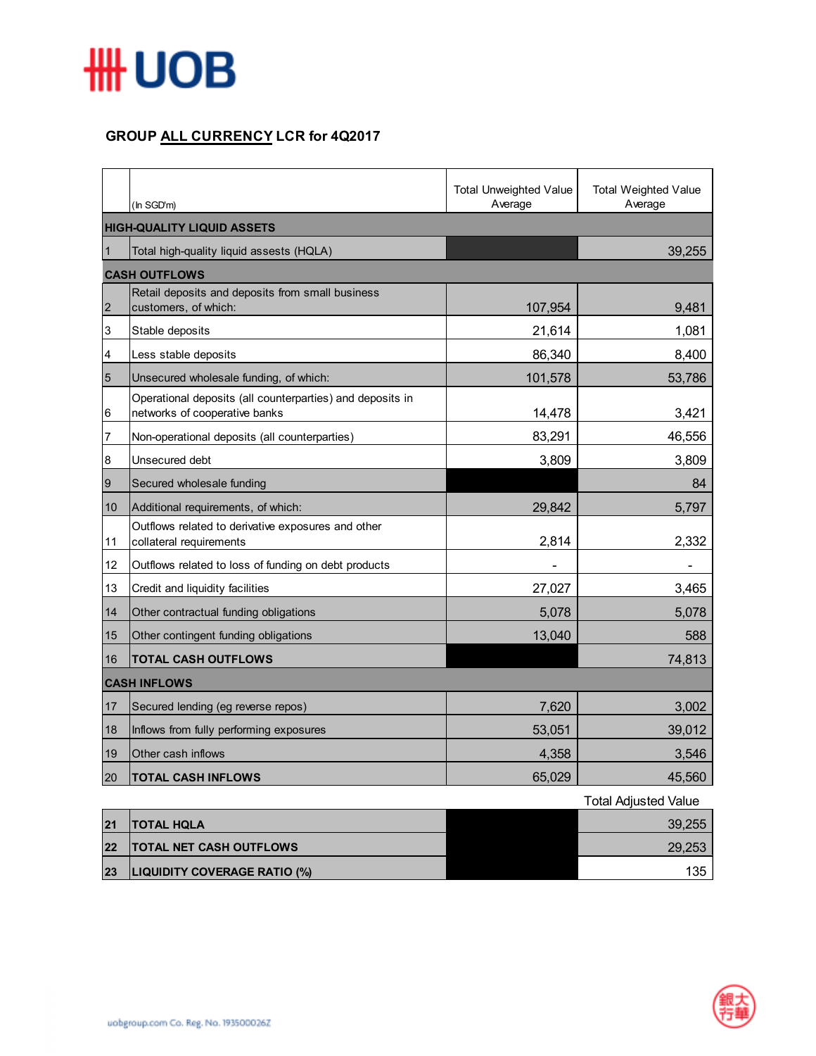## GROUP ALL CURRENCY LCR for 4Q2017

| | (In SGD'm) | Total Unweighted Value Average | Total Weighted Value Average |
|---|---|---|---|
| **HIGH-QUALITY LIQUID ASSETS** | | | |
| 1 | Total high-quality liquid assests (HQLA) | | 39,255 |
| **CASH OUTFLOWS** | | | |
| 2 | Retail deposits and deposits from small business customers, of which: | 107,954 | 9,481 |
| 3 | Stable deposits | 21,614 | 1,081 |
| 4 | Less stable deposits | 86,340 | 8,400 |
| 5 | Unsecured wholesale funding, of which: | 101,578 | 53,786 |
| 6 | Operational deposits (all counterparties) and deposits in networks of cooperative banks | 14,478 | 3,421 |
| 7 | Non-operational deposits (all counterparties) | 83,291 | 46,556 |
| 8 | Unsecured debt | 3,809 | 3,809 |
| 9 | Secured wholesale funding | | 84 |
| 10 | Additional requirements, of which: | 29,842 | 5,797 |
| 11 | Outflows related to derivative exposures and other collateral requirements | 2,814 | 2,332 |
| 12 | Outflows related to loss of funding on debt products | - | - |
| 13 | Credit and liquidity facilities | 27,027 | 3,465 |
| 14 | Other contractual funding obligations | 5,078 | 5,078 |
| 15 | Other contingent funding obligations | 13,040 | 588 |
| 16 | **TOTAL CASH OUTFLOWS** | | 74,813 |
| **CASH INFLOWS** | | | |
| 17 | Secured lending (eg reverse repos) | 7,620 | 3,002 |
| 18 | Inflows from fully performing exposures | 53,051 | 39,012 |
| 19 | Other cash inflows | 4,358 | 3,546 |
| 20 | **TOTAL CASH INFLOWS** | 65,029 | 45,560 |
| | | | Total Adjusted Value |
| **21** | **TOTAL HQLA** | | 39,255 |
| **22** | **TOTAL NET CASH OUTFLOWS** | | 29,253 |
| **23** | **LIQUIDITY COVERAGE RATIO (%)** | | 135 |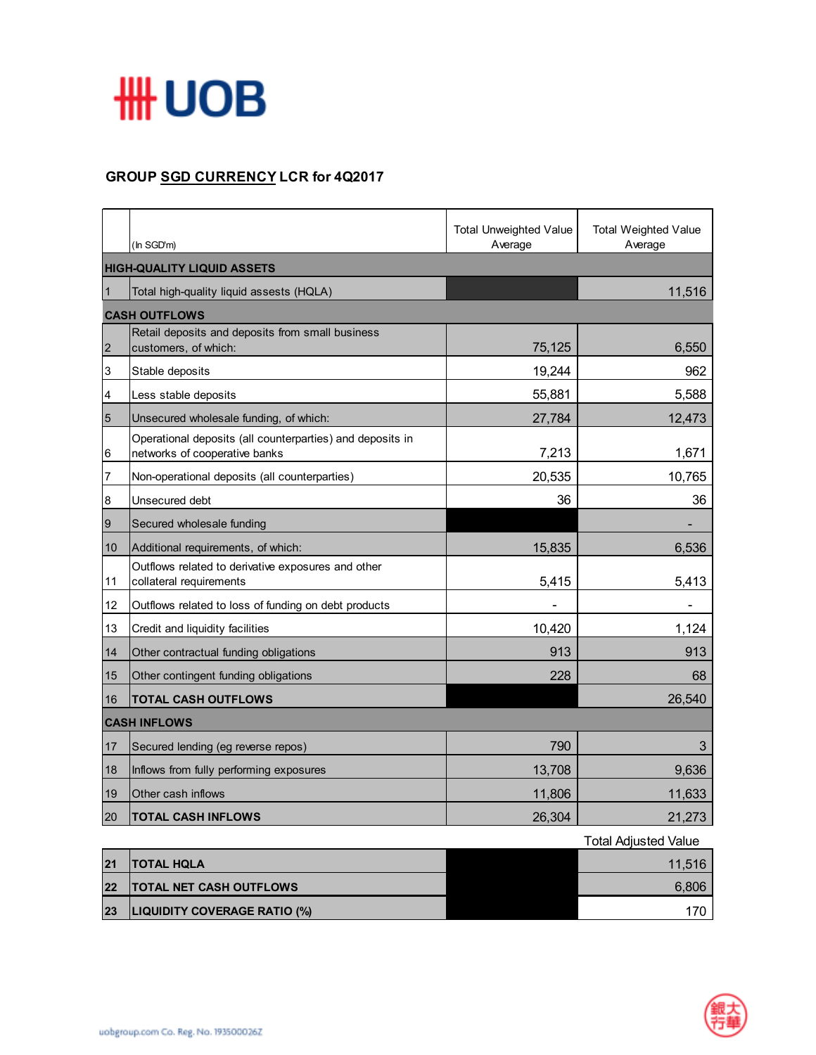## GROUP SGD CURRENCY LCR for 4Q2017

| | (In SGD'm) | Total Unweighted Value Average | Total Weighted Value Average |
|---|---|---|---|
| **HIGH-QUALITY LIQUID ASSETS** | | | |
| 1 | Total high-quality liquid assests (HQLA) | | 11,516 |
| **CASH OUTFLOWS** | | | |
| 2 | Retail deposits and deposits from small business customers, of which: | 75,125 | 6,550 |
| 3 | Stable deposits | 19,244 | 962 |
| 4 | Less stable deposits | 55,881 | 5,588 |
| 5 | Unsecured wholesale funding, of which: | 27,784 | 12,473 |
| 6 | Operational deposits (all counterparties) and deposits in networks of cooperative banks | 7,213 | 1,671 |
| 7 | Non-operational deposits (all counterparties) | 20,535 | 10,765 |
| 8 | Unsecured debt | 36 | 36 |
| 9 | Secured wholesale funding | | - |
| 10 | Additional requirements, of which: | 15,835 | 6,536 |
| 11 | Outflows related to derivative exposures and other collateral requirements | 5,415 | 5,413 |
| 12 | Outflows related to loss of funding on debt products | - | - |
| 13 | Credit and liquidity facilities | 10,420 | 1,124 |
| 14 | Other contractual funding obligations | 913 | 913 |
| 15 | Other contingent funding obligations | 228 | 68 |
| 16 | **TOTAL CASH OUTFLOWS** | | 26,540 |
| **CASH INFLOWS** | | | |
| 17 | Secured lending (eg reverse repos) | 790 | 3 |
| 18 | Inflows from fully performing exposures | 13,708 | 9,636 |
| 19 | Other cash inflows | 11,806 | 11,633 |
| 20 | **TOTAL CASH INFLOWS** | 26,304 | 21,273 |
| | | | **Total Adjusted Value** |
| **21** | **TOTAL HQLA** | | 11,516 |
| **22** | **TOTAL NET CASH OUTFLOWS** | | 6,806 |
| **23** | **LIQUIDITY COVERAGE RATIO (%)** | | 170 |

uobgroup.com Co. Reg. No. 193500026Z